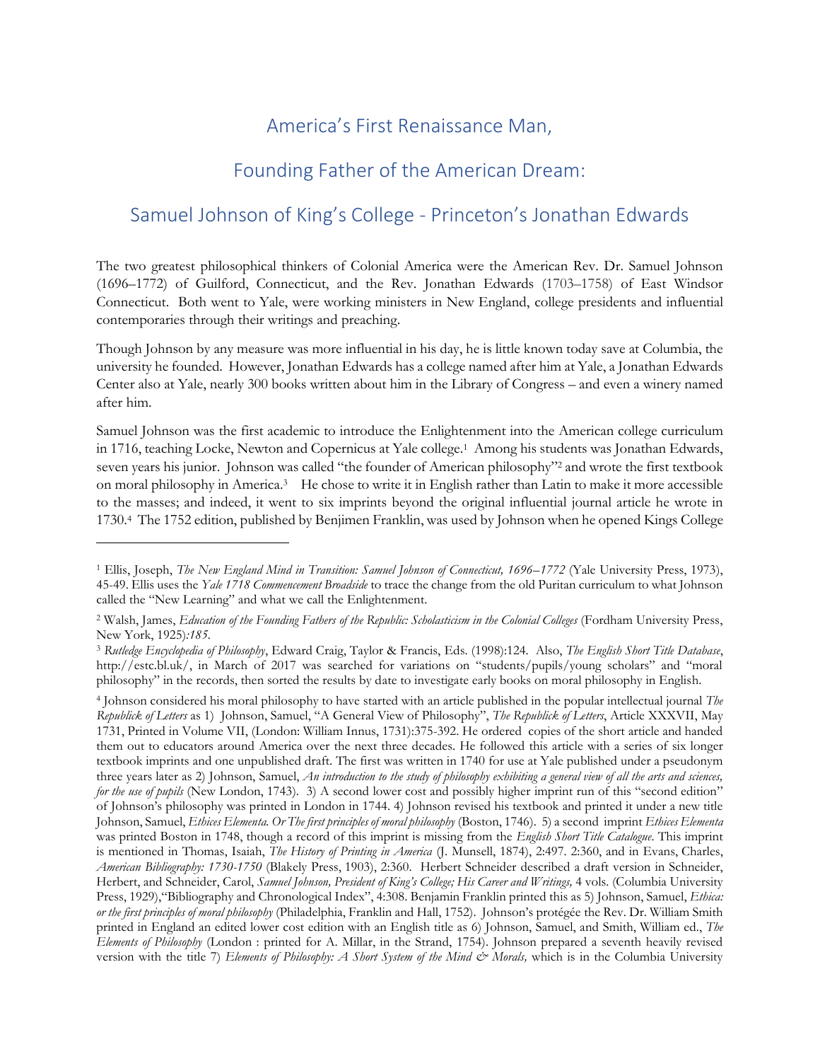# America's First Renaissance Man,

# Founding Father of the American Dream:

# Samuel Johnson of King's College - Princeton's Jonathan Edwards

The two greatest philosophical thinkers of Colonial America were the American Rev. Dr. Samuel Johnson (1696–1772) of Guilford, Connecticut, and the Rev. Jonathan Edwards (1703–1758) of East Windsor Connecticut. Both went to Yale, were working ministers in New England, college presidents and influential contemporaries through their writings and preaching.

Though Johnson by any measure was more influential in his day, he is little known today save at Columbia, the university he founded. However, Jonathan Edwards has a college named after him at Yale, a Jonathan Edwards Center also at Yale, nearly 300 books written about him in the Library of Congress – and even a winery named after him.

Samuel Johnson was the first academic to introduce the Enlightenment into the American college curriculum in 1716, teaching Locke, Newton and Copernicus at Yale college.[1] Among his students was Jonathan Edwards, seven years his junior. Johnson was called "the founder of American philosophy"[2] and wrote the first textbook on moral philosophy in America.[3] He chose to write it in English rather than Latin to make it more accessible to the masses; and indeed, it went to six imprints beyond the original influential journal article he wrote in 1730.[4] The 1752 edition, published by Benjimen Franklin, was used by Johnson when he opened Kings College

---

[1] Ellis, Joseph, *The New England Mind in Transition: Samuel Johnson of Connecticut, 1696–1772* (Yale University Press, 1973), 45-49. Ellis uses the *Yale 1718 Commencement Broadside* to trace the change from the old Puritan curriculum to what Johnson called the "New Learning" and what we call the Enlightenment.

[2] Walsh, James, *Education of the Founding Fathers of the Republic: Scholasticism in the Colonial Colleges* (Fordham University Press, New York, 1925)*:185.*

[3] *Rutledge Encyclopedia of Philosophy*, Edward Craig, Taylor & Francis, Eds. (1998):124. Also, *The English Short Title Database*, http://estc.bl.uk/, in March of 2017 was searched for variations on "students/pupils/young scholars" and "moral philosophy" in the records, then sorted the results by date to investigate early books on moral philosophy in English.

[4] Johnson considered his moral philosophy to have started with an article published in the popular intellectual journal *The Republick of Letters* as 1) Johnson, Samuel, "A General View of Philosophy", *The Republick of Letters*, Article XXXVII, May 1731, Printed in Volume VII, (London: William Innus, 1731):375-392. He ordered copies of the short article and handed them out to educators around America over the next three decades. He followed this article with a series of six longer textbook imprints and one unpublished draft. The first was written in 1740 for use at Yale published under a pseudonym three years later as 2) Johnson, Samuel, *An introduction to the study of philosophy exhibiting a general view of all the arts and sciences, for the use of pupils* (New London, 1743). 3) A second lower cost and possibly higher imprint run of this "second edition" of Johnson's philosophy was printed in London in 1744. 4) Johnson revised his textbook and printed it under a new title Johnson, Samuel, *Ethices Elementa. Or The first principles of moral philosophy* (Boston, 1746). 5) a second imprint *Ethices Elementa* was printed Boston in 1748, though a record of this imprint is missing from the *English Short Title Catalogue*. This imprint is mentioned in Thomas, Isaiah, *The History of Printing in America* (J. Munsell, 1874), 2:497. 2:360, and in Evans, Charles, *American Bibliography: 1730-1750* (Blakely Press, 1903), 2:360. Herbert Schneider described a draft version in Schneider, Herbert, and Schneider, Carol, *Samuel Johnson, President of King's College; His Career and Writings,* 4 vols. (Columbia University Press, 1929),"Bibliography and Chronological Index", 4:308. Benjamin Franklin printed this as 5) Johnson, Samuel, *Ethica: or the first principles of moral philosophy* (Philadelphia, Franklin and Hall, 1752). Johnson's protégée the Rev. Dr. William Smith printed in England an edited lower cost edition with an English title as 6) Johnson, Samuel, and Smith, William ed., *The Elements of Philosophy* (London : printed for A. Millar, in the Strand, 1754). Johnson prepared a seventh heavily revised version with the title 7) *Elements of Philosophy: A Short System of the Mind & Morals,* which is in the Columbia University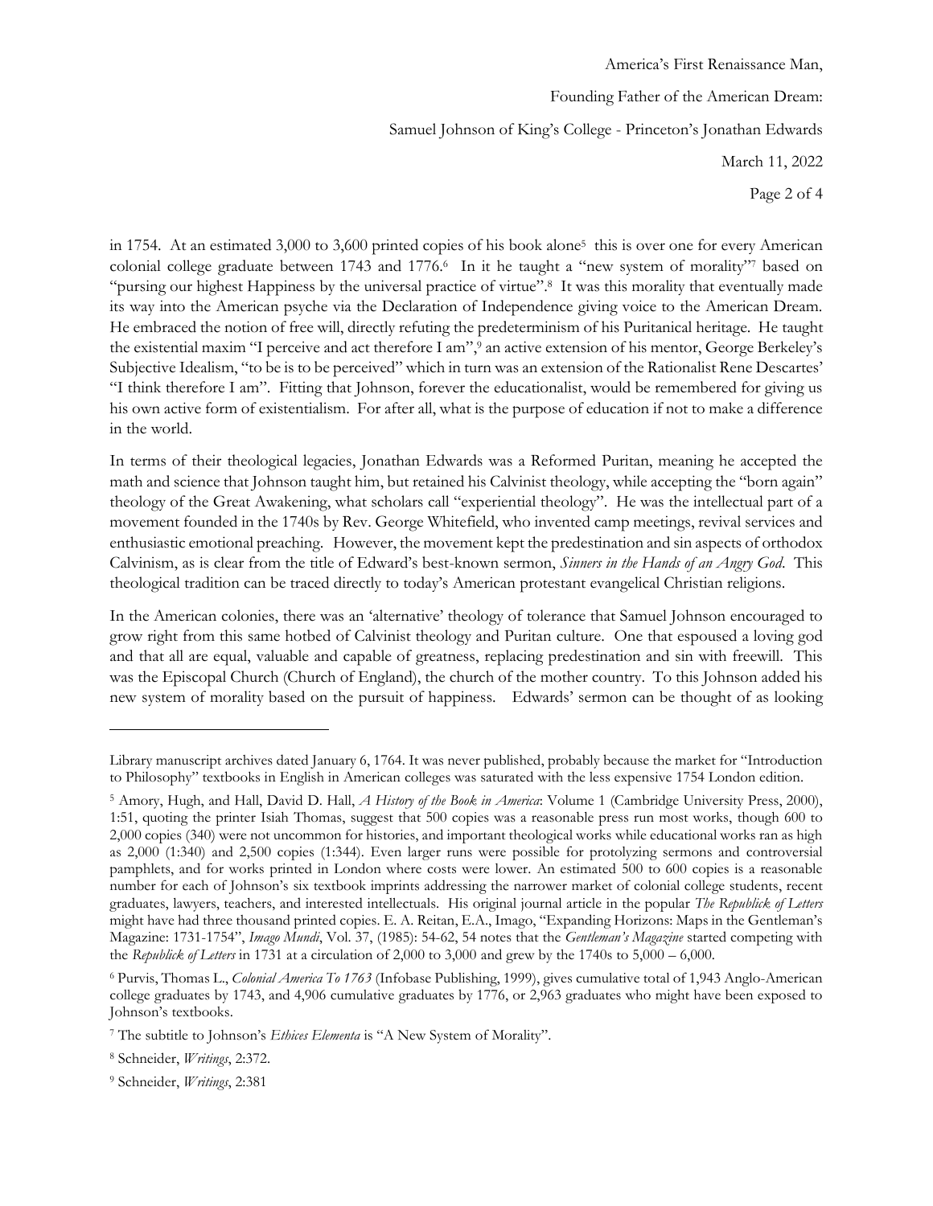in 1754. At an estimated 3,000 to 3,600 printed copies of his book alone[5] this is over one for every American colonial college graduate between 1743 and 1776.[6] In it he taught a "new system of morality"[7] based on "pursing our highest Happiness by the universal practice of virtue".[8] It was this morality that eventually made its way into the American psyche via the Declaration of Independence giving voice to the American Dream. He embraced the notion of free will, directly refuting the predeterminism of his Puritanical heritage. He taught the existential maxim "I perceive and act therefore I am",[9] an active extension of his mentor, George Berkeley's Subjective Idealism, "to be is to be perceived" which in turn was an extension of the Rationalist Rene Descartes' "I think therefore I am". Fitting that Johnson, forever the educationalist, would be remembered for giving us his own active form of existentialism. For after all, what is the purpose of education if not to make a difference in the world.

In terms of their theological legacies, Jonathan Edwards was a Reformed Puritan, meaning he accepted the math and science that Johnson taught him, but retained his Calvinist theology, while accepting the "born again" theology of the Great Awakening, what scholars call "experiential theology". He was the intellectual part of a movement founded in the 1740s by Rev. George Whitefield, who invented camp meetings, revival services and enthusiastic emotional preaching. However, the movement kept the predestination and sin aspects of orthodox Calvinism, as is clear from the title of Edward's best-known sermon, *Sinners in the Hands of an Angry God*. This theological tradition can be traced directly to today's American protestant evangelical Christian religions.

In the American colonies, there was an 'alternative' theology of tolerance that Samuel Johnson encouraged to grow right from this same hotbed of Calvinist theology and Puritan culture. One that espoused a loving god and that all are equal, valuable and capable of greatness, replacing predestination and sin with freewill. This was the Episcopal Church (Church of England), the church of the mother country. To this Johnson added his new system of morality based on the pursuit of happiness. Edwards' sermon can be thought of as looking

---

Library manuscript archives dated January 6, 1764. It was never published, probably because the market for "Introduction to Philosophy" textbooks in English in American colleges was saturated with the less expensive 1754 London edition.

[5] Amory, Hugh, and Hall, David D. Hall, *A History of the Book in America*: Volume 1 (Cambridge University Press, 2000), 1:51, quoting the printer Isiah Thomas, suggest that 500 copies was a reasonable press run most works, though 600 to 2,000 copies (340) were not uncommon for histories, and important theological works while educational works ran as high as 2,000 (1:340) and 2,500 copies (1:344). Even larger runs were possible for protolyzing sermons and controversial pamphlets, and for works printed in London where costs were lower. An estimated 500 to 600 copies is a reasonable number for each of Johnson's six textbook imprints addressing the narrower market of colonial college students, recent graduates, lawyers, teachers, and interested intellectuals. His original journal article in the popular *The Republick of Letters* might have had three thousand printed copies. E. A. Reitan, E.A., Imago, "Expanding Horizons: Maps in the Gentleman's Magazine: 1731-1754", *Imago Mundi*, Vol. 37, (1985): 54-62, 54 notes that the *Gentleman's Magazine* started competing with the *Republick of Letters* in 1731 at a circulation of 2,000 to 3,000 and grew by the 1740s to 5,000 – 6,000.

[6] Purvis, Thomas L., *Colonial America To 1763* (Infobase Publishing, 1999), gives cumulative total of 1,943 Anglo-American college graduates by 1743, and 4,906 cumulative graduates by 1776, or 2,963 graduates who might have been exposed to Johnson's textbooks.

[7] The subtitle to Johnson's *Ethices Elementa* is "A New System of Morality".

[8] Schneider, *Writings*, 2:372.

[9] Schneider, *Writings*, 2:381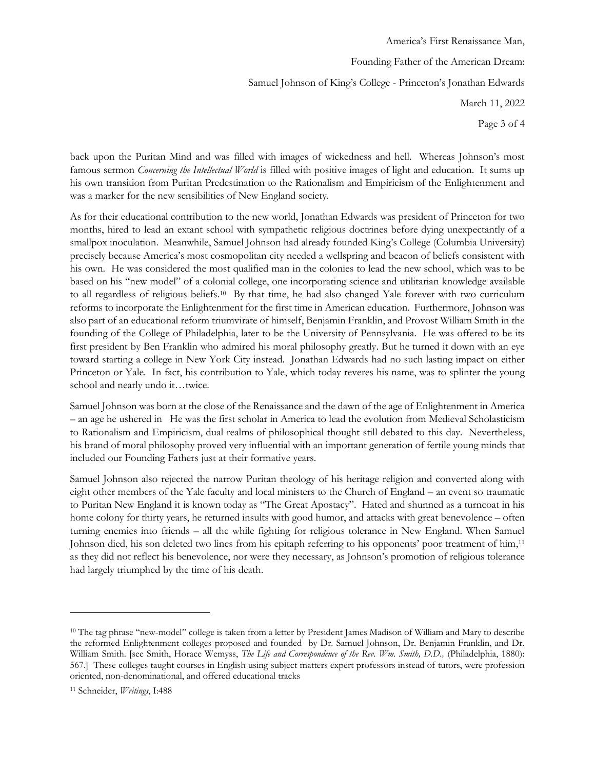back upon the Puritan Mind and was filled with images of wickedness and hell. Whereas Johnson's most famous sermon *Concerning the Intellectual World* is filled with positive images of light and education. It sums up his own transition from Puritan Predestination to the Rationalism and Empiricism of the Enlightenment and was a marker for the new sensibilities of New England society.

As for their educational contribution to the new world, Jonathan Edwards was president of Princeton for two months, hired to lead an extant school with sympathetic religious doctrines before dying unexpectantly of a smallpox inoculation. Meanwhile, Samuel Johnson had already founded King's College (Columbia University) precisely because America's most cosmopolitan city needed a wellspring and beacon of beliefs consistent with his own. He was considered the most qualified man in the colonies to lead the new school, which was to be based on his "new model" of a colonial college, one incorporating science and utilitarian knowledge available to all regardless of religious beliefs.[10] By that time, he had also changed Yale forever with two curriculum reforms to incorporate the Enlightenment for the first time in American education. Furthermore, Johnson was also part of an educational reform triumvirate of himself, Benjamin Franklin, and Provost William Smith in the founding of the College of Philadelphia, later to be the University of Pennsylvania. He was offered to be its first president by Ben Franklin who admired his moral philosophy greatly. But he turned it down with an eye toward starting a college in New York City instead. Jonathan Edwards had no such lasting impact on either Princeton or Yale. In fact, his contribution to Yale, which today reveres his name, was to splinter the young school and nearly undo it…twice.

Samuel Johnson was born at the close of the Renaissance and the dawn of the age of Enlightenment in America – an age he ushered in He was the first scholar in America to lead the evolution from Medieval Scholasticism to Rationalism and Empiricism, dual realms of philosophical thought still debated to this day. Nevertheless, his brand of moral philosophy proved very influential with an important generation of fertile young minds that included our Founding Fathers just at their formative years.

Samuel Johnson also rejected the narrow Puritan theology of his heritage religion and converted along with eight other members of the Yale faculty and local ministers to the Church of England – an event so traumatic to Puritan New England it is known today as "The Great Apostacy". Hated and shunned as a turncoat in his home colony for thirty years, he returned insults with good humor, and attacks with great benevolence – often turning enemies into friends – all the while fighting for religious tolerance in New England. When Samuel Johnson died, his son deleted two lines from his epitaph referring to his opponents' poor treatment of him,[11] as they did not reflect his benevolence, nor were they necessary, as Johnson's promotion of religious tolerance had largely triumphed by the time of his death.

---

[10] The tag phrase "new-model" college is taken from a letter by President James Madison of William and Mary to describe the reformed Enlightenment colleges proposed and founded by Dr. Samuel Johnson, Dr. Benjamin Franklin, and Dr. William Smith. [see Smith, Horace Wemyss, *The Life and Correspondence of the Rev. Wm. Smith, D.D.,* (Philadelphia, 1880): 567.] These colleges taught courses in English using subject matters expert professors instead of tutors, were profession oriented, non-denominational, and offered educational tracks

[11] Schneider, *Writings*, I:488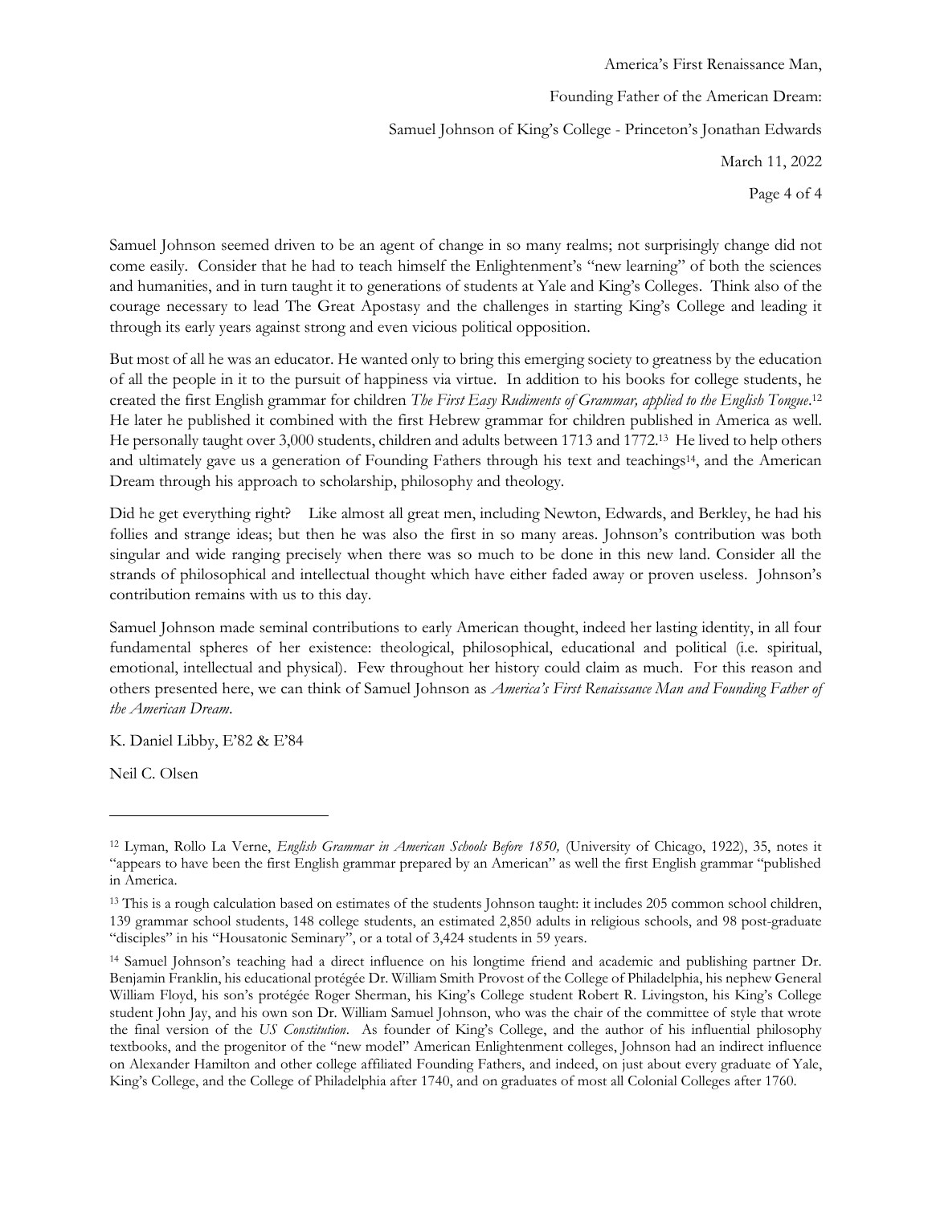Samuel Johnson seemed driven to be an agent of change in so many realms; not surprisingly change did not come easily. Consider that he had to teach himself the Enlightenment's "new learning" of both the sciences and humanities, and in turn taught it to generations of students at Yale and King's Colleges. Think also of the courage necessary to lead The Great Apostasy and the challenges in starting King's College and leading it through its early years against strong and even vicious political opposition.

But most of all he was an educator. He wanted only to bring this emerging society to greatness by the education of all the people in it to the pursuit of happiness via virtue. In addition to his books for college students, he created the first English grammar for children *The First Easy Rudiments of Grammar, applied to the English Tongue*.[12] He later he published it combined with the first Hebrew grammar for children published in America as well. He personally taught over 3,000 students, children and adults between 1713 and 1772.[13] He lived to help others and ultimately gave us a generation of Founding Fathers through his text and teachings[14], and the American Dream through his approach to scholarship, philosophy and theology.

Did he get everything right? Like almost all great men, including Newton, Edwards, and Berkley, he had his follies and strange ideas; but then he was also the first in so many areas. Johnson's contribution was both singular and wide ranging precisely when there was so much to be done in this new land. Consider all the strands of philosophical and intellectual thought which have either faded away or proven useless. Johnson's contribution remains with us to this day.

Samuel Johnson made seminal contributions to early American thought, indeed her lasting identity, in all four fundamental spheres of her existence: theological, philosophical, educational and political (i.e. spiritual, emotional, intellectual and physical). Few throughout her history could claim as much. For this reason and others presented here, we can think of Samuel Johnson as *America's First Renaissance Man and Founding Father of the American Dream*.

K. Daniel Libby, E'82 & E'84

Neil C. Olsen

---

[12] Lyman, Rollo La Verne, *English Grammar in American Schools Before 1850,* (University of Chicago, 1922), 35, notes it "appears to have been the first English grammar prepared by an American" as well the first English grammar "published in America.

[13] This is a rough calculation based on estimates of the students Johnson taught: it includes 205 common school children, 139 grammar school students, 148 college students, an estimated 2,850 adults in religious schools, and 98 post-graduate "disciples" in his "Housatonic Seminary", or a total of 3,424 students in 59 years.

[14] Samuel Johnson's teaching had a direct influence on his longtime friend and academic and publishing partner Dr. Benjamin Franklin, his educational protégée Dr. William Smith Provost of the College of Philadelphia, his nephew General William Floyd, his son's protégée Roger Sherman, his King's College student Robert R. Livingston, his King's College student John Jay, and his own son Dr. William Samuel Johnson, who was the chair of the committee of style that wrote the final version of the *US Constitution*. As founder of King's College, and the author of his influential philosophy textbooks, and the progenitor of the "new model" American Enlightenment colleges, Johnson had an indirect influence on Alexander Hamilton and other college affiliated Founding Fathers, and indeed, on just about every graduate of Yale, King's College, and the College of Philadelphia after 1740, and on graduates of most all Colonial Colleges after 1760.